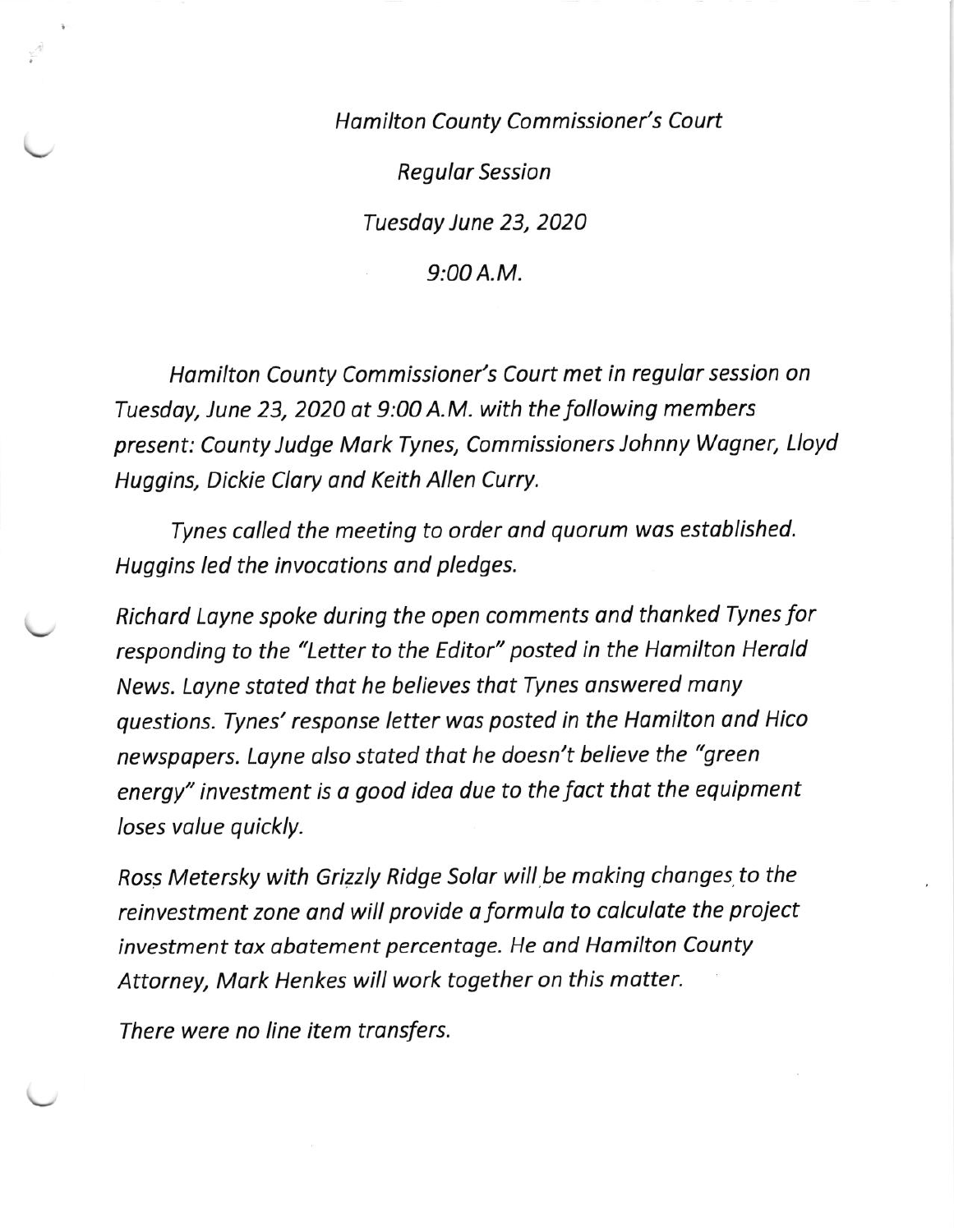*Hamilton County Commissioner's Court*

*Regular Session*

*Tuesday June 23, 2020*

*9:00 A.M.*

*Hamilton County Commissioner's Court met in regular session on Tuesday, June 23, 2020 at 9:00 A.M. with the following members present: County Judge Mark Tynes, Commissioners Johnny Wagner, Lloyd Huggins, Dickie Clary and Keith Allen Curry.*

*Tynes called the meeting to order and quorum was established. Huggins led the invocations and pledges.*

*Richard Layne spoke during the open comments and thanked Tynes for responding to the "Letter to the Editor" posted in the Hamilton Herald News. Layne stated that he believes that Tynes answered many questions. Tynes' response letter was posted in the Hamilton and Hico newspapers. Layne also stated that he doesn't believe the "green energy" investment is a good idea due to the fact that the equipment loses value quickly.*

*Ross Metersky with Grizzly Ridge Solar will be making changes to the reinvestment zone and will provide a formula to calculate the project investment tax abatement percentage. He and Hamilton County Attorney, Mark Henkes will work together on this matter.*

*There were no line item transfers.*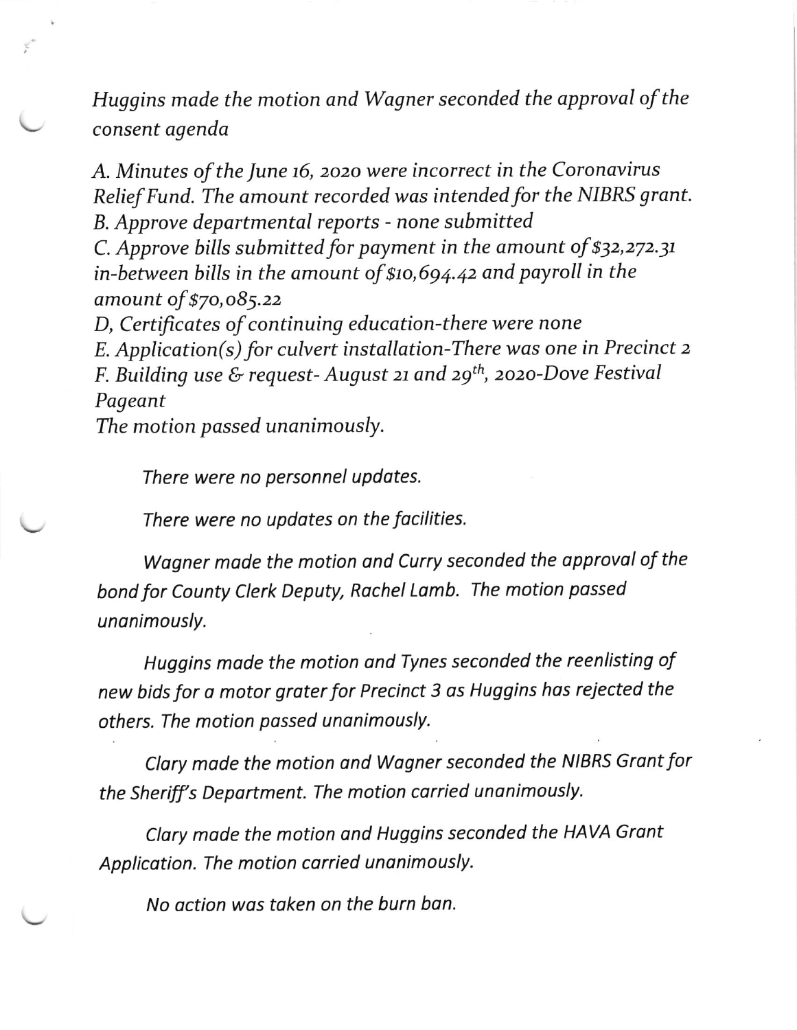*Huggins made the motion and Wagner seconded the approval of the consent agenda*

*A. Minutes of the June 16, 2020 were incorrect in the Coronavirus Relief Fund. The amount recorded was intended for the NIBRS grant.*
*B. Approve departmental reports - none submitted*
*C. Approve bills submitted for payment in the amount of $32,272.31 in-between bills in the amount of $10,694.42 and payroll in the amount of $70,085.22*
*D, Certificates of continuing education-there were none*
*E. Application(s) for culvert installation-There was one in Precinct 2*
*F. Building use & request- August 21 and 29th, 2020-Dove Festival Pageant*
*The motion passed unanimously.*

*There were no personnel updates.*

*There were no updates on the facilities.*

*Wagner made the motion and Curry seconded the approval of the bond for County Clerk Deputy, Rachel Lamb. The motion passed unanimously.*

*Huggins made the motion and Tynes seconded the reenlisting of new bids for a motor grater for Precinct 3 as Huggins has rejected the others. The motion passed unanimously.*

*Clary made the motion and Wagner seconded the NIBRS Grant for the Sheriff's Department. The motion carried unanimously.*

*Clary made the motion and Huggins seconded the HAVA Grant Application. The motion carried unanimously.*

*No action was taken on the burn ban.*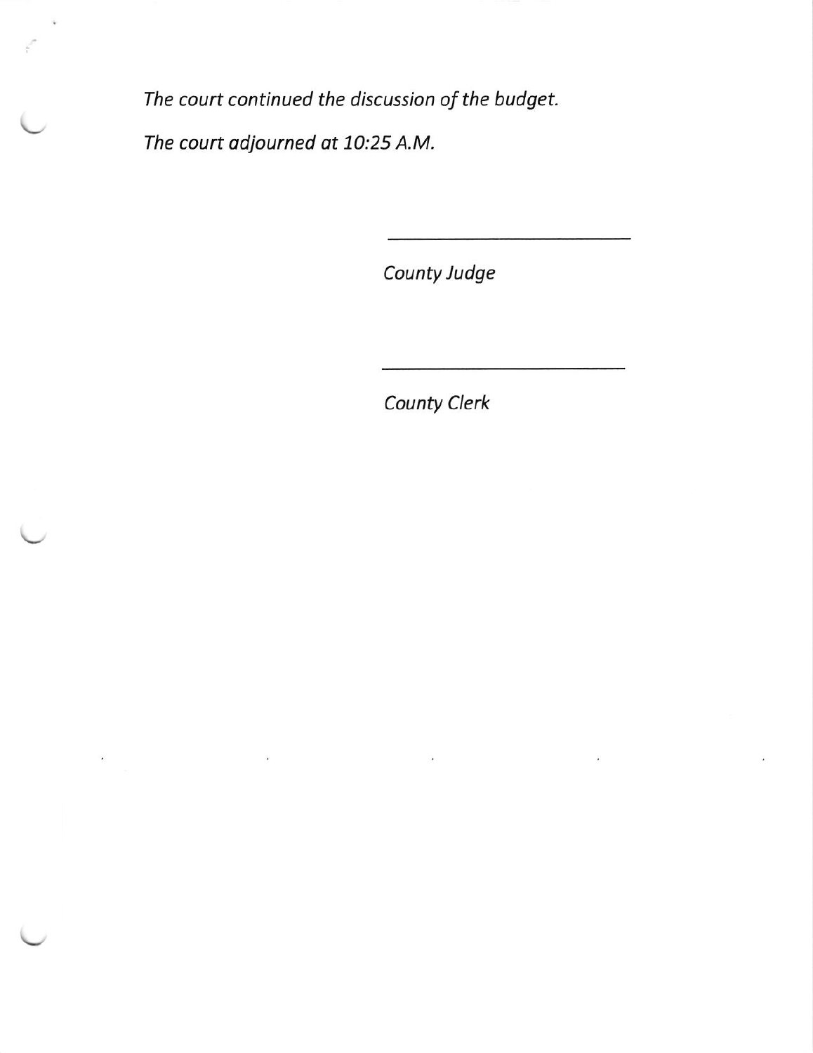*The court continued the discussion of the budget.*

*The court adjourned at 10:25 A.M.*

\_\_\_\_\_\_\_\_\_\_\_\_\_\_\_\_\_\_\_\_\_\_\_\_\_\_

*County Judge*

\_\_\_\_\_\_\_\_\_\_\_\_\_\_\_\_\_\_\_\_\_\_\_\_\_\_

*County Clerk*